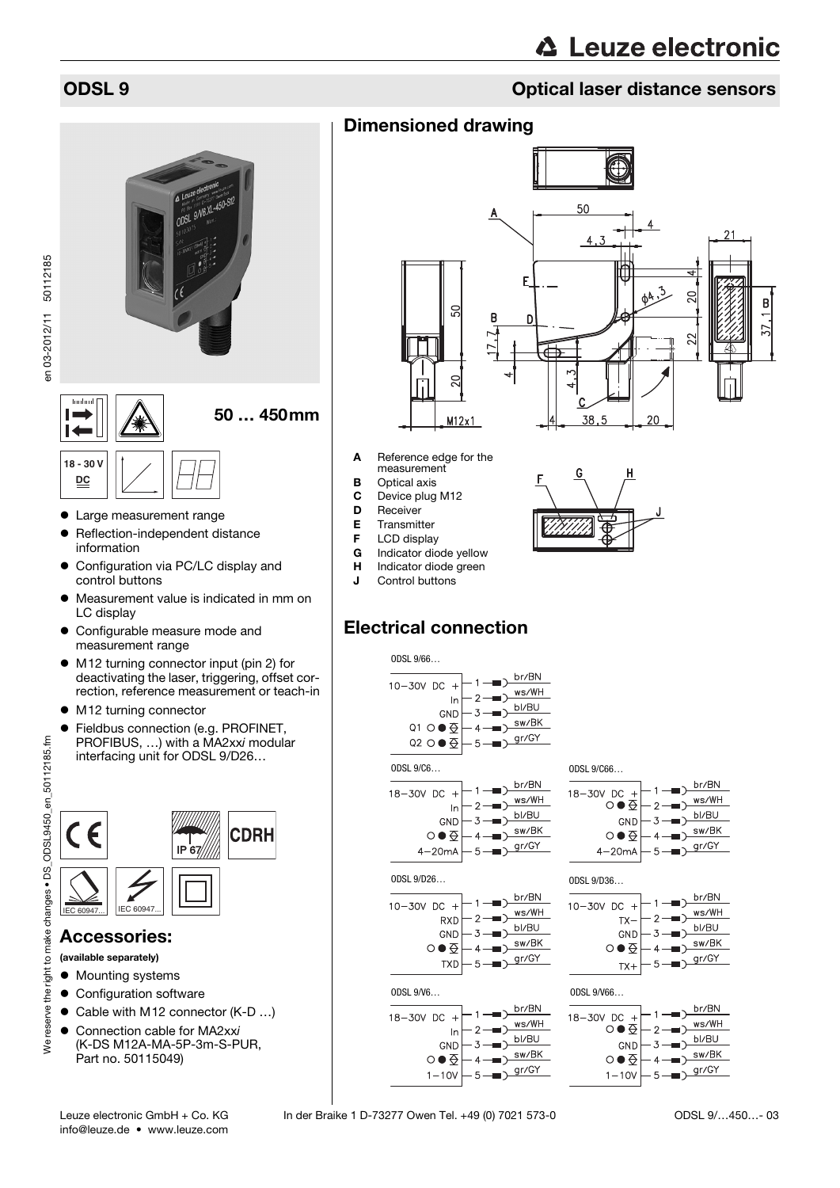# ODSL 9

## Optical laser distance sensors

**50 … 450mm**

18 - 30 V DC

- Large measurement range
- Reflection-independent distance information
- Configuration via PC/LC display and control buttons
- Measurement value is indicated in mm on LC display
- Configurable measure mode and measurement range
- M12 turning connector input (pin 2) for deactivating the laser, triggering, offset correction, reference measurement or teach-in
- M12 turning connector
- Fieldbus connection (e.g. PROFINET, PROFIBUS, …) with a MA2xx*i* modular interfacing unit for ODSL 9/D26…

IP 67

CDRH

IEC 60947...

IEC 60947...

## Accessories:

**(available separately)**

- Mounting systems
- Configuration software
- Cable with M12 connector (K-D …)
- Connection cable for MA2xx*i* (K-DS M12A-MA-5P-3m-S-PUR, Part no. 50115049)

## Dimensioned drawing

- **A** Reference edge for the measurement
- **B** Optical axis
- **C** Device plug M12
- **D** Receiver
- **E** Transmitter
- **F** LCD display
- **G** Indicator diode yellow
- **H** Indicator diode green
- **J** Control buttons

## Electrical connection

ODSL 9/66…

| Pin | Function | Wire |
|---|---|---|
| 1 | 10–30V DC + | br/BN |
| 2 | In | ws/WH |
| 3 | GND | bl/BU |
| 4 | Q1 | sw/BK |
| 5 | Q2 | gr/GY |

ODSL 9/C6…

| Pin | Function | Wire |
|---|---|---|
| 1 | 18–30V DC + | br/BN |
| 2 | In | ws/WH |
| 3 | GND | bl/BU |
| 4 | Switching output | sw/BK |
| 5 | 4–20mA | gr/GY |

ODSL 9/C66…

| Pin | Function | Wire |
|---|---|---|
| 1 | 18–30V DC + | br/BN |
| 2 | Switching output | ws/WH |
| 3 | GND | bl/BU |
| 4 | Switching output | sw/BK |
| 5 | 4–20mA | gr/GY |

ODSL 9/D26…

| Pin | Function | Wire |
|---|---|---|
| 1 | 10–30V DC + | br/BN |
| 2 | RXD | ws/WH |
| 3 | GND | bl/BU |
| 4 | Switching output | sw/BK |
| 5 | TXD | gr/GY |

ODSL 9/D36…

| Pin | Function | Wire |
|---|---|---|
| 1 | 10–30V DC + | br/BN |
| 2 | TX– | ws/WH |
| 3 | GND | bl/BU |
| 4 | Switching output | sw/BK |
| 5 | TX+ | gr/GY |

ODSL 9/V6…

| Pin | Function | Wire |
|---|---|---|
| 1 | 18–30V DC + | br/BN |
| 2 | In | ws/WH |
| 3 | GND | bl/BU |
| 4 | Switching output | sw/BK |
| 5 | 1–10V | gr/GY |

ODSL 9/V66…

| Pin | Function | Wire |
|---|---|---|
| 1 | 18–30V DC + | br/BN |
| 2 | Switching output | ws/WH |
| 3 | GND | bl/BU |
| 4 | Switching output | sw/BK |
| 5 | 1–10V | gr/GY |

Leuze electronic GmbH + Co. KG   In der Braike 1 D-73277 Owen Tel. +49 (0) 7021 573-0
info@leuze.de • www.leuze.com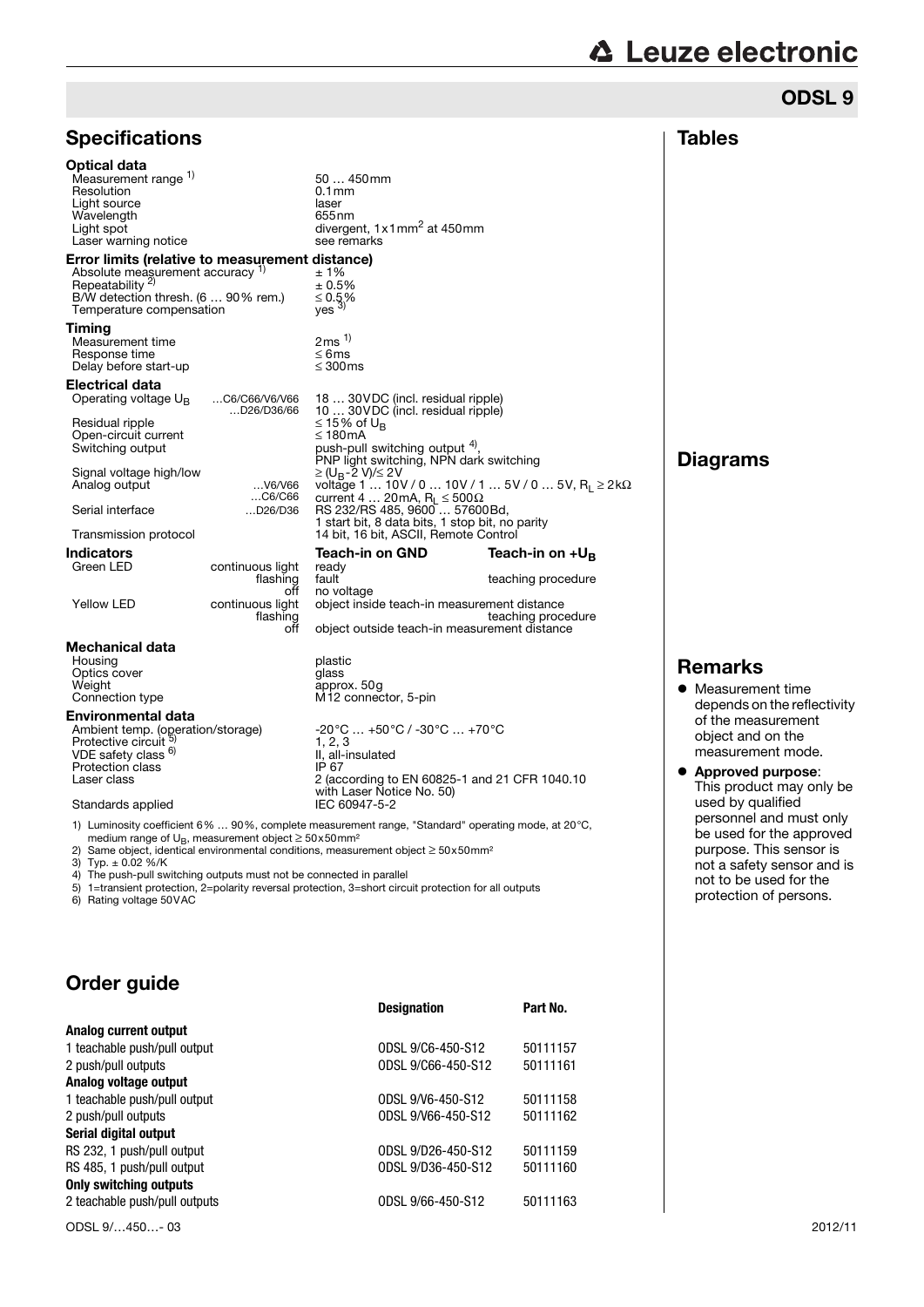## ODSL 9

## Specifications

| | | |
|---|---|---|
| **Optical data** | | |
| Measurement range [1] | | 50 … 450mm |
| Resolution | | 0.1mm |
| Light source | | laser |
| Wavelength | | 655nm |
| Light spot | | divergent, 1x1mm² at 450mm |
| Laser warning notice | | see remarks |
| **Error limits (relative to measurement distance)** | | |
| Absolute measurement accuracy [1] | | ± 1% |
| Repeatability [2] | | ± 0.5% |
| B/W detection thresh. (6 … 90% rem.) | | ≤ 0.5% |
| Temperature compensation | | yes [3] |
| **Timing** | | |
| Measurement time | | 2ms [1] |
| Response time | | ≤ 6ms |
| Delay before start-up | | ≤ 300ms |
| **Electrical data** | | |
| Operating voltage $U_B$ | …C6/C66/V6/V66 | 18 … 30VDC (incl. residual ripple) |
| | …D26/D36/66 | 10 … 30VDC (incl. residual ripple) |
| Residual ripple | | ≤ 15% of $U_B$ |
| Open-circuit current | | ≤ 180mA |
| Switching output | | push-pull switching output [4], PNP light switching, NPN dark switching |
| Signal voltage high/low | | ≥ ($U_B$-2 V)/≤ 2V |
| Analog output | …V6/V66 | voltage 1 … 10V / 0 … 10V / 1 … 5V / 0 … 5V, $R_L$ ≥ 2kΩ |
| | …C6/C66 | current 4 … 20mA, $R_L$ ≤ 500Ω |
| Serial interface | …D26/D36 | RS 232/RS 485, 9600 … 57600Bd, 1 start bit, 8 data bits, 1 stop bit, no parity |
| Transmission protocol | | 14 bit, 16 bit, ASCII, Remote Control |

| **Indicators** | | **Teach-in on GND** | **Teach-in on +$U_B$** |
|---|---|---|---|
| Green LED | continuous light | ready | |
| | flashing | fault | teaching procedure |
| | off | no voltage | |
| Yellow LED | continuous light | object inside teach-in measurement distance | |
| | flashing | | teaching procedure |
| | off | object outside teach-in measurement distance | |

| | |
|---|---|
| **Mechanical data** | |
| Housing | plastic |
| Optics cover | glass |
| Weight | approx. 50g |
| Connection type | M12 connector, 5-pin |
| **Environmental data** | |
| Ambient temp. (operation/storage) | -20°C … +50°C / -30°C … +70°C |
| Protective circuit [5] | 1, 2, 3 |
| VDE safety class [6] | II, all-insulated |
| Protection class | IP 67 |
| Laser class | 2 (according to EN 60825-1 and 21 CFR 1040.10 with Laser Notice No. 50) |
| Standards applied | IEC 60947-5-2 |

1) Luminosity coefficient 6% … 90%, complete measurement range, "Standard" operating mode, at 20°C, medium range of $U_B$, measurement object ≥ 50x50mm²
2) Same object, identical environmental conditions, measurement object ≥ 50x50mm²
3) Typ. ± 0.02 %/K
4) The push-pull switching outputs must not be connected in parallel
5) 1=transient protection, 2=polarity reversal protection, 3=short circuit protection for all outputs
6) Rating voltage 50VAC

## Tables

## Diagrams

## Remarks

- Measurement time depends on the reflectivity of the measurement object and on the measurement mode.
- **Approved purpose**: This product may only be used by qualified personnel and must only be used for the approved purpose. This sensor is not a safety sensor and is not to be used for the protection of persons.

## Order guide

| | Designation | Part No. |
|---|---|---|
| **Analog current output** | | |
| 1 teachable push/pull output | ODSL 9/C6-450-S12 | 50111157 |
| 2 push/pull outputs | ODSL 9/C66-450-S12 | 50111161 |
| **Analog voltage output** | | |
| 1 teachable push/pull output | ODSL 9/V6-450-S12 | 50111158 |
| 2 push/pull outputs | ODSL 9/V66-450-S12 | 50111162 |
| **Serial digital output** | | |
| RS 232, 1 push/pull output | ODSL 9/D26-450-S12 | 50111159 |
| RS 485, 1 push/pull output | ODSL 9/D36-450-S12 | 50111160 |
| **Only switching outputs** | | |
| 2 teachable push/pull outputs | ODSL 9/66-450-S12 | 50111163 |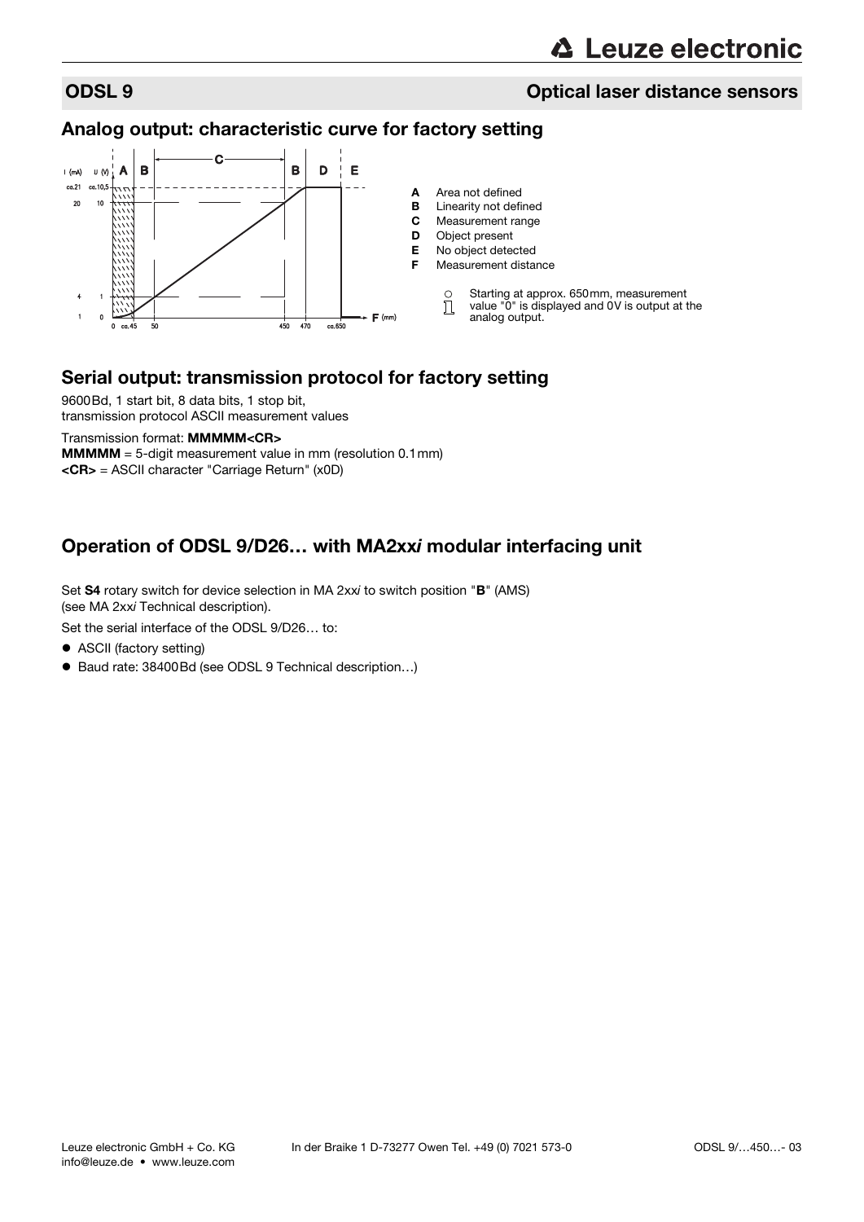## ODSL 9 Optical laser distance sensors

### Analog output: characteristic curve for factory setting

- **A** Area not defined
- **B** Linearity not defined
- **C** Measurement range
- **D** Object present
- **E** No object detected
- **F** Measurement distance

Starting at approx. 650mm, measurement value "0" is displayed and 0V is output at the analog output.

### Serial output: transmission protocol for factory setting

9600Bd, 1 start bit, 8 data bits, 1 stop bit,
transmission protocol ASCII measurement values

Transmission format: **MMMMM<CR>**
**MMMMM** = 5-digit measurement value in mm (resolution 0.1mm)
**<CR>** = ASCII character "Carriage Return" (x0D)

### Operation of ODSL 9/D26… with MA2xx*i* modular interfacing unit

Set **S4** rotary switch for device selection in MA 2xx*i* to switch position "**B**" (AMS) (see MA 2xx*i* Technical description).

Set the serial interface of the ODSL 9/D26… to:

- ASCII (factory setting)
- Baud rate: 38400Bd (see ODSL 9 Technical description…)